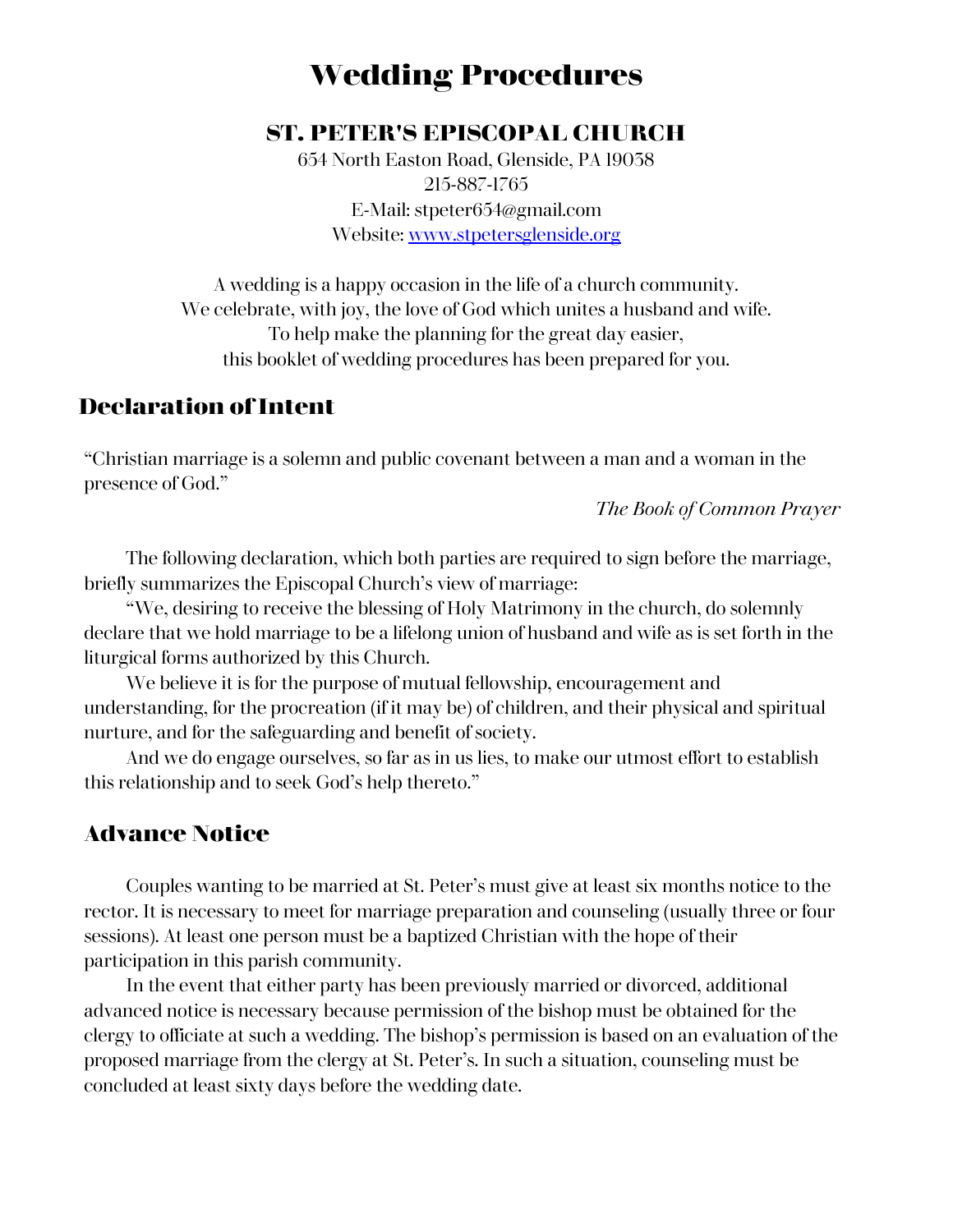# Wedding Procedures

## ST. PETER'S EPISCOPAL CHURCH

654 North Easton Road, Glenside, PA 19038
215-887-1765
E-Mail: stpeter654@gmail.com
Website: [www.stpetersglenside.org](http://www.stpetersglenside.org)

A wedding is a happy occasion in the life of a church community.
We celebrate, with joy, the love of God which unites a husband and wife.
To help make the planning for the great day easier,
this booklet of wedding procedures has been prepared for you.

## Declaration of Intent

"Christian marriage is a solemn and public covenant between a man and a woman in the presence of God."

*The Book of Common Prayer*

The following declaration, which both parties are required to sign before the marriage, briefly summarizes the Episcopal Church's view of marriage:

"We, desiring to receive the blessing of Holy Matrimony in the church, do solemnly declare that we hold marriage to be a lifelong union of husband and wife as is set forth in the liturgical forms authorized by this Church.

We believe it is for the purpose of mutual fellowship, encouragement and understanding, for the procreation (if it may be) of children, and their physical and spiritual nurture, and for the safeguarding and benefit of society.

And we do engage ourselves, so far as in us lies, to make our utmost effort to establish this relationship and to seek God's help thereto."

## Advance Notice

Couples wanting to be married at St. Peter's must give at least six months notice to the rector. It is necessary to meet for marriage preparation and counseling (usually three or four sessions). At least one person must be a baptized Christian with the hope of their participation in this parish community.

In the event that either party has been previously married or divorced, additional advanced notice is necessary because permission of the bishop must be obtained for the clergy to officiate at such a wedding. The bishop's permission is based on an evaluation of the proposed marriage from the clergy at St. Peter's. In such a situation, counseling must be concluded at least sixty days before the wedding date.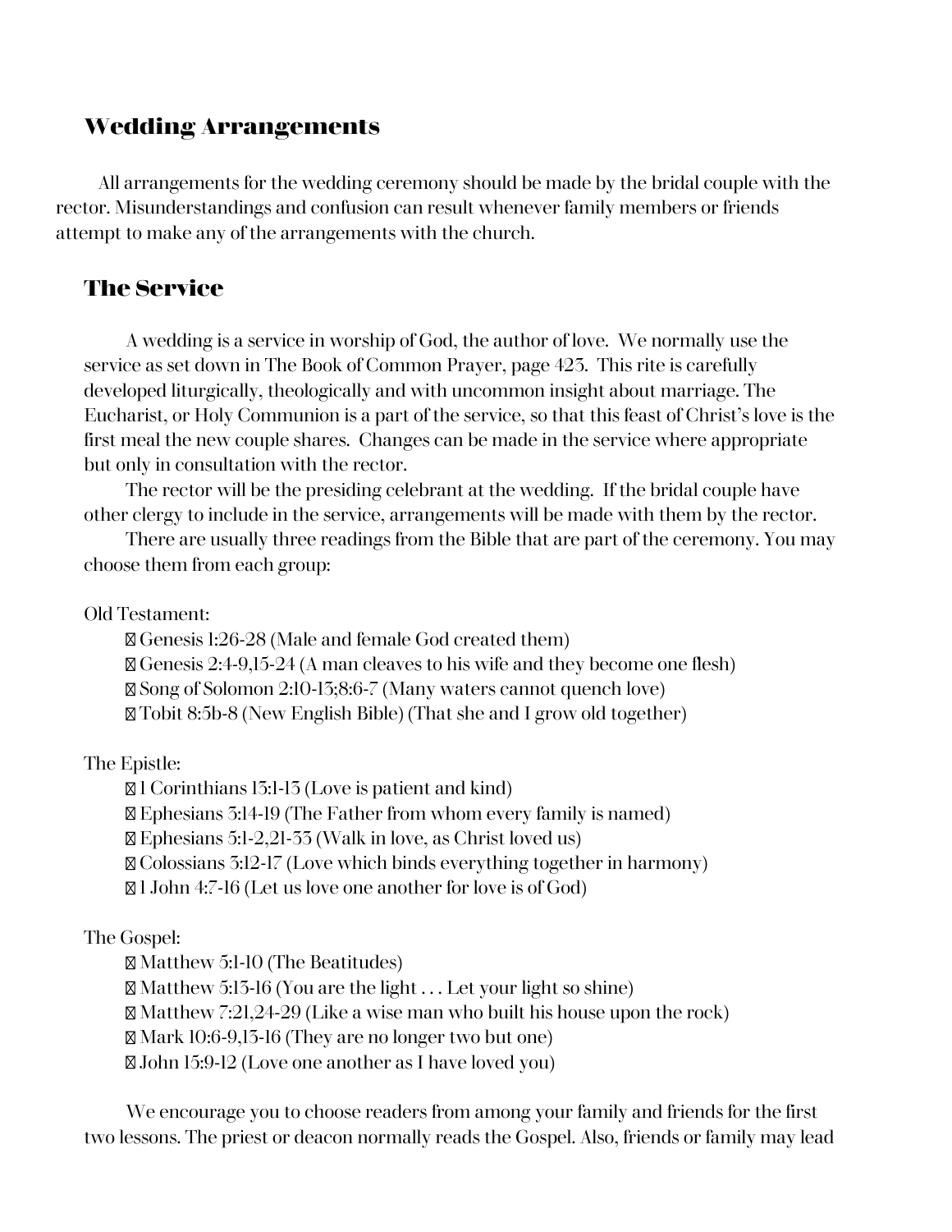## Wedding Arrangements

All arrangements for the wedding ceremony should be made by the bridal couple with the rector. Misunderstandings and confusion can result whenever family members or friends attempt to make any of the arrangements with the church.

## The Service

A wedding is a service in worship of God, the author of love. We normally use the service as set down in The Book of Common Prayer, page 423. This rite is carefully developed liturgically, theologically and with uncommon insight about marriage. The Eucharist, or Holy Communion is a part of the service, so that this feast of Christ's love is the first meal the new couple shares. Changes can be made in the service where appropriate but only in consultation with the rector.

The rector will be the presiding celebrant at the wedding. If the bridal couple have other clergy to include in the service, arrangements will be made with them by the rector.

There are usually three readings from the Bible that are part of the ceremony. You may choose them from each group:

Old Testament:

- Genesis 1:26-28 (Male and female God created them)
- Genesis 2:4-9,15-24 (A man cleaves to his wife and they become one flesh)
- Song of Solomon 2:10-13;8:6-7 (Many waters cannot quench love)
- Tobit 8:5b-8 (New English Bible) (That she and I grow old together)

The Epistle:

- 1 Corinthians 13:1-13 (Love is patient and kind)
- Ephesians 3:14-19 (The Father from whom every family is named)
- Ephesians 5:1-2,21-33 (Walk in love, as Christ loved us)
- Colossians 3:12-17 (Love which binds everything together in harmony)
- 1 John 4:7-16 (Let us love one another for love is of God)

The Gospel:

- Matthew 5:1-10 (The Beatitudes)
- Matthew 5:13-16 (You are the light . . . Let your light so shine)
- Matthew 7:21,24-29 (Like a wise man who built his house upon the rock)
- Mark 10:6-9,13-16 (They are no longer two but one)
- John 15:9-12 (Love one another as I have loved you)

We encourage you to choose readers from among your family and friends for the first two lessons. The priest or deacon normally reads the Gospel. Also, friends or family may lead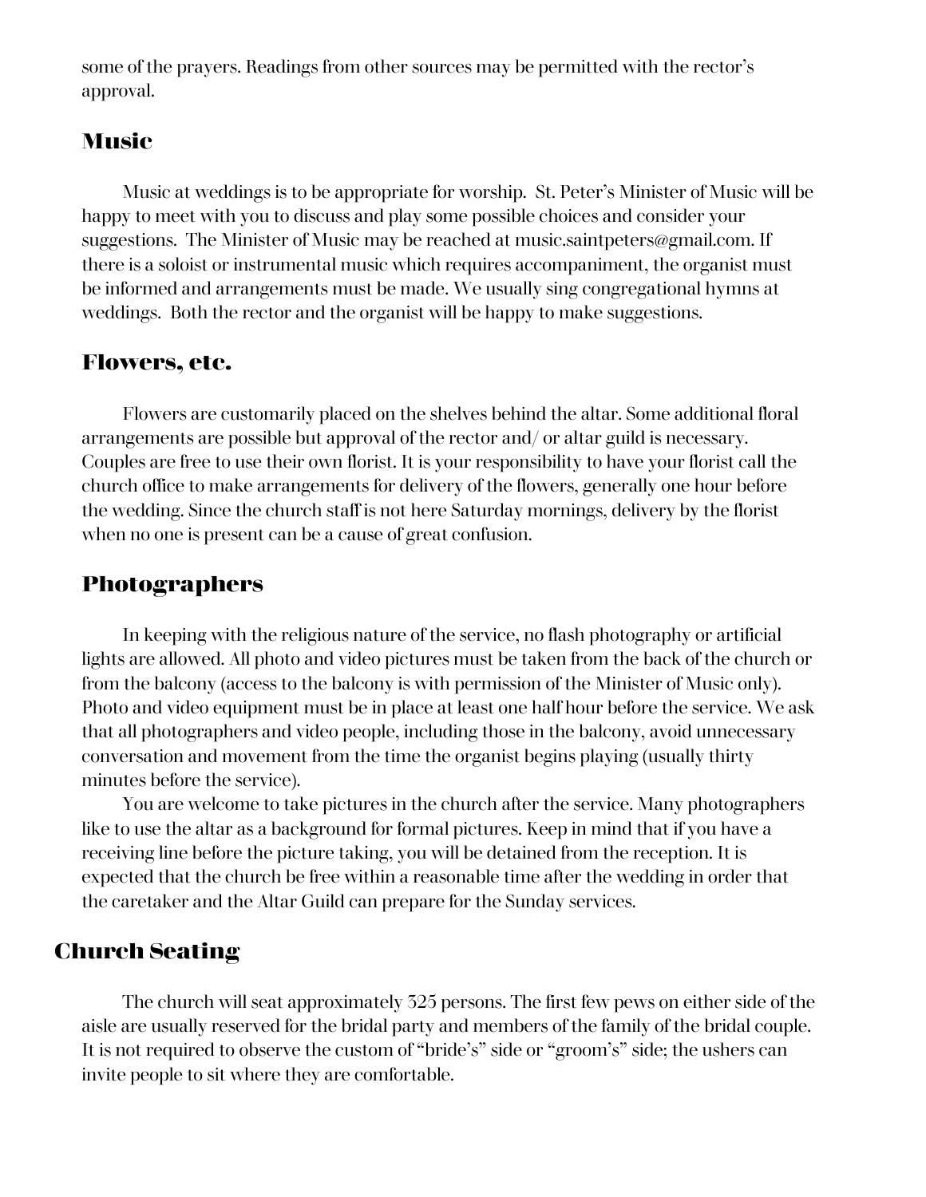some of the prayers. Readings from other sources may be permitted with the rector's approval.

## Music

Music at weddings is to be appropriate for worship. St. Peter's Minister of Music will be happy to meet with you to discuss and play some possible choices and consider your suggestions. The Minister of Music may be reached at music.saintpeters@gmail.com. If there is a soloist or instrumental music which requires accompaniment, the organist must be informed and arrangements must be made. We usually sing congregational hymns at weddings. Both the rector and the organist will be happy to make suggestions.

## Flowers, etc.

Flowers are customarily placed on the shelves behind the altar. Some additional floral arrangements are possible but approval of the rector and/ or altar guild is necessary. Couples are free to use their own florist. It is your responsibility to have your florist call the church office to make arrangements for delivery of the flowers, generally one hour before the wedding. Since the church staff is not here Saturday mornings, delivery by the florist when no one is present can be a cause of great confusion.

## Photographers

In keeping with the religious nature of the service, no flash photography or artificial lights are allowed. All photo and video pictures must be taken from the back of the church or from the balcony (access to the balcony is with permission of the Minister of Music only). Photo and video equipment must be in place at least one half hour before the service. We ask that all photographers and video people, including those in the balcony, avoid unnecessary conversation and movement from the time the organist begins playing (usually thirty minutes before the service).

You are welcome to take pictures in the church after the service. Many photographers like to use the altar as a background for formal pictures. Keep in mind that if you have a receiving line before the picture taking, you will be detained from the reception. It is expected that the church be free within a reasonable time after the wedding in order that the caretaker and the Altar Guild can prepare for the Sunday services.

## Church Seating

The church will seat approximately 325 persons. The first few pews on either side of the aisle are usually reserved for the bridal party and members of the family of the bridal couple. It is not required to observe the custom of "bride's" side or "groom's" side; the ushers can invite people to sit where they are comfortable.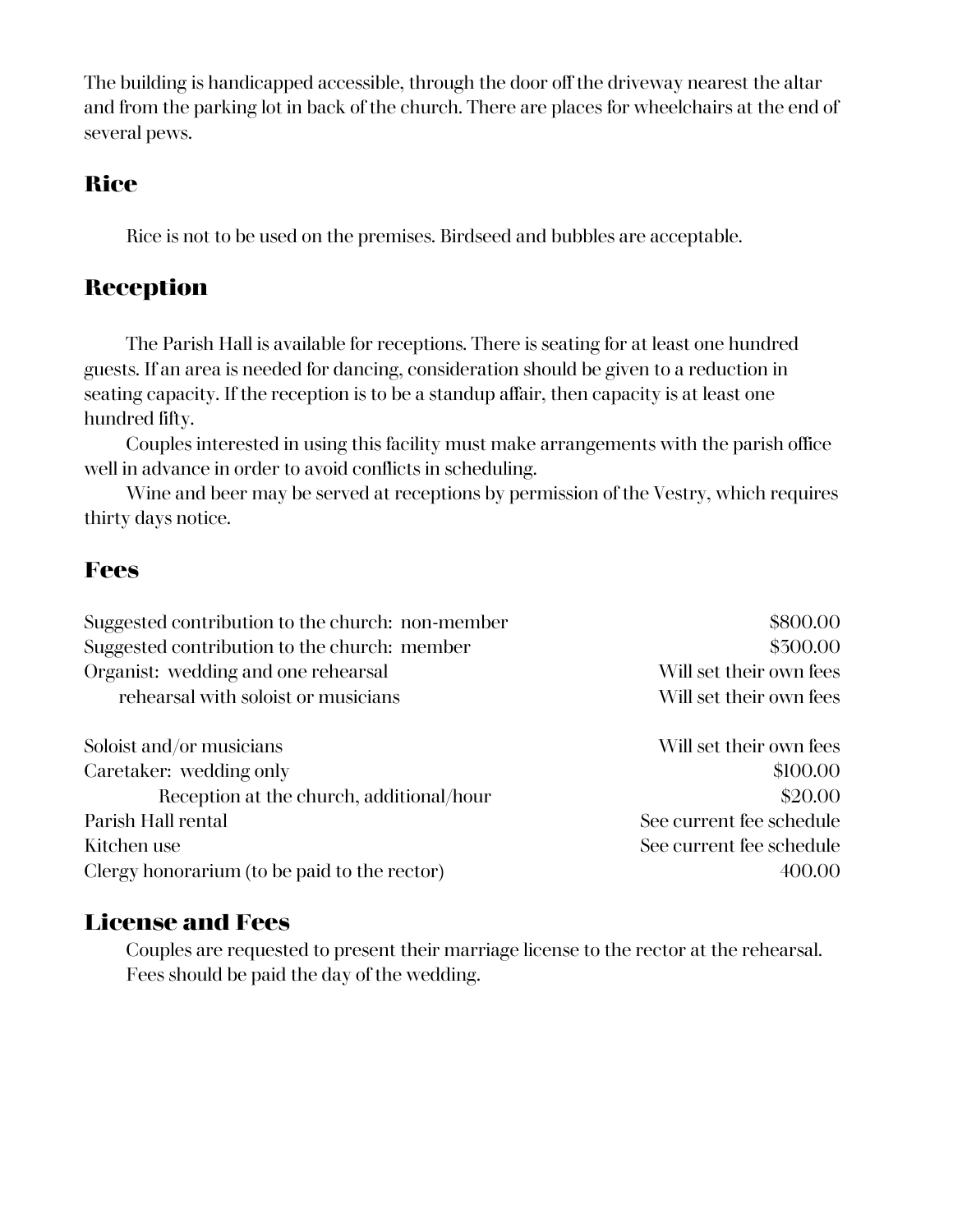The building is handicapped accessible, through the door off the driveway nearest the altar and from the parking lot in back of the church. There are places for wheelchairs at the end of several pews.

## Rice

Rice is not to be used on the premises. Birdseed and bubbles are acceptable.

## Reception

The Parish Hall is available for receptions. There is seating for at least one hundred guests. If an area is needed for dancing, consideration should be given to a reduction in seating capacity. If the reception is to be a standup affair, then capacity is at least one hundred fifty.

Couples interested in using this facility must make arrangements with the parish office well in advance in order to avoid conflicts in scheduling.

Wine and beer may be served at receptions by permission of the Vestry, which requires thirty days notice.

## Fees

| | |
|---|---|
| Suggested contribution to the church: non-member | $800.00 |
| Suggested contribution to the church: member | $300.00 |
| Organist: wedding and one rehearsal | Will set their own fees |
| rehearsal with soloist or musicians | Will set their own fees |
| Soloist and/or musicians | Will set their own fees |
| Caretaker: wedding only | $100.00 |
| Reception at the church, additional/hour | $20.00 |
| Parish Hall rental | See current fee schedule |
| Kitchen use | See current fee schedule |
| Clergy honorarium (to be paid to the rector) | 400.00 |

## License and Fees

Couples are requested to present their marriage license to the rector at the rehearsal. Fees should be paid the day of the wedding.